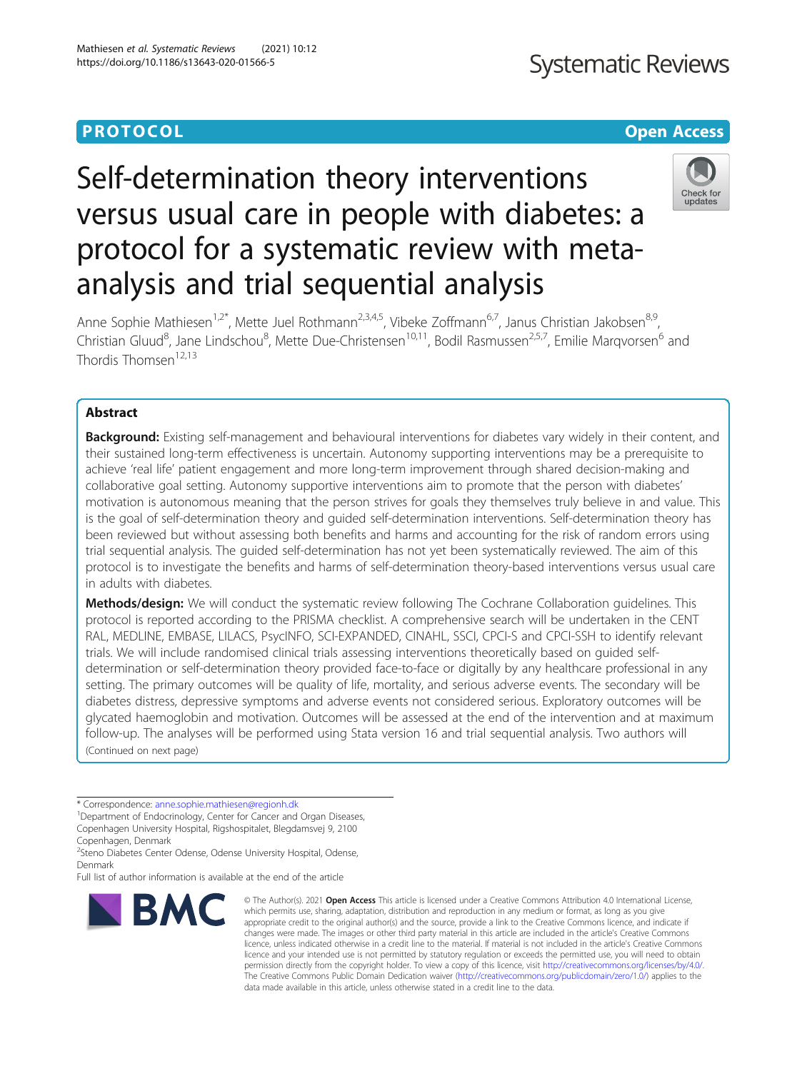PROTOCOL

Open Access

# Self-determination theory interventions versus usual care in people with diabetes: a protocol for a systematic review with meta-analysis and trial sequential analysis

Anne Sophie Mathiesen[1,2*], Mette Juel Rothmann[2,3,4,5], Vibeke Zoffmann[6,7], Janus Christian Jakobsen[8,9], Christian Gluud[8], Jane Lindschou[8], Mette Due-Christensen[10,11], Bodil Rasmussen[2,5,7], Emilie Marqvorsen[6] and Thordis Thomsen[12,13]

## Abstract

**Background:** Existing self-management and behavioural interventions for diabetes vary widely in their content, and their sustained long-term effectiveness is uncertain. Autonomy supporting interventions may be a prerequisite to achieve 'real life' patient engagement and more long-term improvement through shared decision-making and collaborative goal setting. Autonomy supportive interventions aim to promote that the person with diabetes' motivation is autonomous meaning that the person strives for goals they themselves truly believe in and value. This is the goal of self-determination theory and guided self-determination interventions. Self-determination theory has been reviewed but without assessing both benefits and harms and accounting for the risk of random errors using trial sequential analysis. The guided self-determination has not yet been systematically reviewed. The aim of this protocol is to investigate the benefits and harms of self-determination theory-based interventions versus usual care in adults with diabetes.

**Methods/design:** We will conduct the systematic review following The Cochrane Collaboration guidelines. This protocol is reported according to the PRISMA checklist. A comprehensive search will be undertaken in the CENTRAL, MEDLINE, EMBASE, LILACS, PsycINFO, SCI-EXPANDED, CINAHL, SSCI, CPCI-S and CPCI-SSH to identify relevant trials. We will include randomised clinical trials assessing interventions theoretically based on guided self-determination or self-determination theory provided face-to-face or digitally by any healthcare professional in any setting. The primary outcomes will be quality of life, mortality, and serious adverse events. The secondary will be diabetes distress, depressive symptoms and adverse events not considered serious. Exploratory outcomes will be glycated haemoglobin and motivation. Outcomes will be assessed at the end of the intervention and at maximum follow-up. The analyses will be performed using Stata version 16 and trial sequential analysis. Two authors will

(Continued on next page)

\* Correspondence: anne.sophie.mathiesen@regionh.dk
[1]Department of Endocrinology, Center for Cancer and Organ Diseases, Copenhagen University Hospital, Rigshospitalet, Blegdamsvej 9, 2100 Copenhagen, Denmark
[2]Steno Diabetes Center Odense, Odense University Hospital, Odense, Denmark
Full list of author information is available at the end of the article

© The Author(s). 2021 **Open Access** This article is licensed under a Creative Commons Attribution 4.0 International License, which permits use, sharing, adaptation, distribution and reproduction in any medium or format, as long as you give appropriate credit to the original author(s) and the source, provide a link to the Creative Commons licence, and indicate if changes were made. The images or other third party material in this article are included in the article's Creative Commons licence, unless indicated otherwise in a credit line to the material. If material is not included in the article's Creative Commons licence and your intended use is not permitted by statutory regulation or exceeds the permitted use, you will need to obtain permission directly from the copyright holder. To view a copy of this licence, visit http://creativecommons.org/licenses/by/4.0/. The Creative Commons Public Domain Dedication waiver (http://creativecommons.org/publicdomain/zero/1.0/) applies to the data made available in this article, unless otherwise stated in a credit line to the data.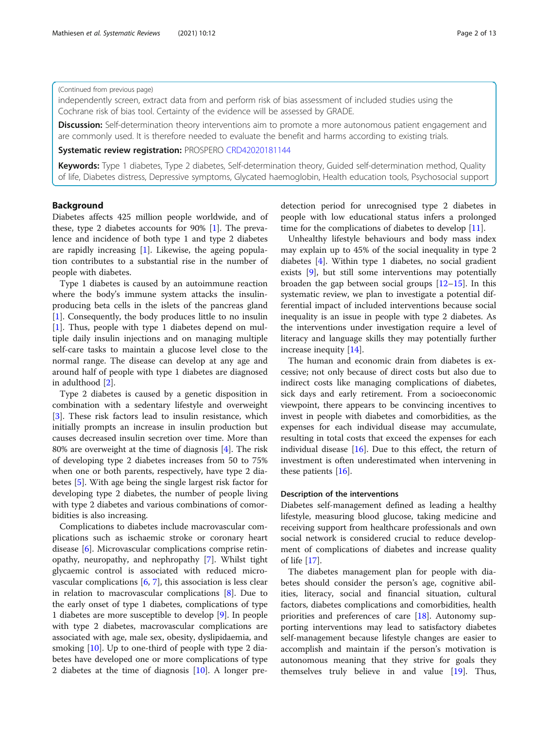(Continued from previous page)

independently screen, extract data from and perform risk of bias assessment of included studies using the Cochrane risk of bias tool. Certainty of the evidence will be assessed by GRADE.

**Discussion:** Self-determination theory interventions aim to promote a more autonomous patient engagement and are commonly used. It is therefore needed to evaluate the benefit and harms according to existing trials.

**Systematic review registration:** PROSPERO CRD42020181144

**Keywords:** Type 1 diabetes, Type 2 diabetes, Self-determination theory, Guided self-determination method, Quality of life, Diabetes distress, Depressive symptoms, Glycated haemoglobin, Health education tools, Psychosocial support

## Background

Diabetes affects 425 million people worldwide, and of these, type 2 diabetes accounts for 90% [1]. The prevalence and incidence of both type 1 and type 2 diabetes are rapidly increasing [1]. Likewise, the ageing population contributes to a substantial rise in the number of people with diabetes.

Type 1 diabetes is caused by an autoimmune reaction where the body's immune system attacks the insulin-producing beta cells in the islets of the pancreas gland [1]. Consequently, the body produces little to no insulin [1]. Thus, people with type 1 diabetes depend on multiple daily insulin injections and on managing multiple self-care tasks to maintain a glucose level close to the normal range. The disease can develop at any age and around half of people with type 1 diabetes are diagnosed in adulthood [2].

Type 2 diabetes is caused by a genetic disposition in combination with a sedentary lifestyle and overweight [3]. These risk factors lead to insulin resistance, which initially prompts an increase in insulin production but causes decreased insulin secretion over time. More than 80% are overweight at the time of diagnosis [4]. The risk of developing type 2 diabetes increases from 50 to 75% when one or both parents, respectively, have type 2 diabetes [5]. With age being the single largest risk factor for developing type 2 diabetes, the number of people living with type 2 diabetes and various combinations of comorbidities is also increasing.

Complications to diabetes include macrovascular complications such as ischaemic stroke or coronary heart disease [6]. Microvascular complications comprise retinopathy, neuropathy, and nephropathy [7]. Whilst tight glycaemic control is associated with reduced microvascular complications [6, 7], this association is less clear in relation to macrovascular complications [8]. Due to the early onset of type 1 diabetes, complications of type 1 diabetes are more susceptible to develop [9]. In people with type 2 diabetes, macrovascular complications are associated with age, male sex, obesity, dyslipidaemia, and smoking [10]. Up to one-third of people with type 2 diabetes have developed one or more complications of type 2 diabetes at the time of diagnosis [10]. A longer pre-detection period for unrecognised type 2 diabetes in people with low educational status infers a prolonged time for the complications of diabetes to develop [11].

Unhealthy lifestyle behaviours and body mass index may explain up to 45% of the social inequality in type 2 diabetes [4]. Within type 1 diabetes, no social gradient exists [9], but still some interventions may potentially broaden the gap between social groups [12–15]. In this systematic review, we plan to investigate a potential differential impact of included interventions because social inequality is an issue in people with type 2 diabetes. As the interventions under investigation require a level of literacy and language skills they may potentially further increase inequity [14].

The human and economic drain from diabetes is excessive; not only because of direct costs but also due to indirect costs like managing complications of diabetes, sick days and early retirement. From a socioeconomic viewpoint, there appears to be convincing incentives to invest in people with diabetes and comorbidities, as the expenses for each individual disease may accumulate, resulting in total costs that exceed the expenses for each individual disease [16]. Due to this effect, the return of investment is often underestimated when intervening in these patients [16].

### Description of the interventions

Diabetes self-management defined as leading a healthy lifestyle, measuring blood glucose, taking medicine and receiving support from healthcare professionals and own social network is considered crucial to reduce development of complications of diabetes and increase quality of life [17].

The diabetes management plan for people with diabetes should consider the person's age, cognitive abilities, literacy, social and financial situation, cultural factors, diabetes complications and comorbidities, health priorities and preferences of care [18]. Autonomy supporting interventions may lead to satisfactory diabetes self-management because lifestyle changes are easier to accomplish and maintain if the person's motivation is autonomous meaning that they strive for goals they themselves truly believe in and value [19]. Thus,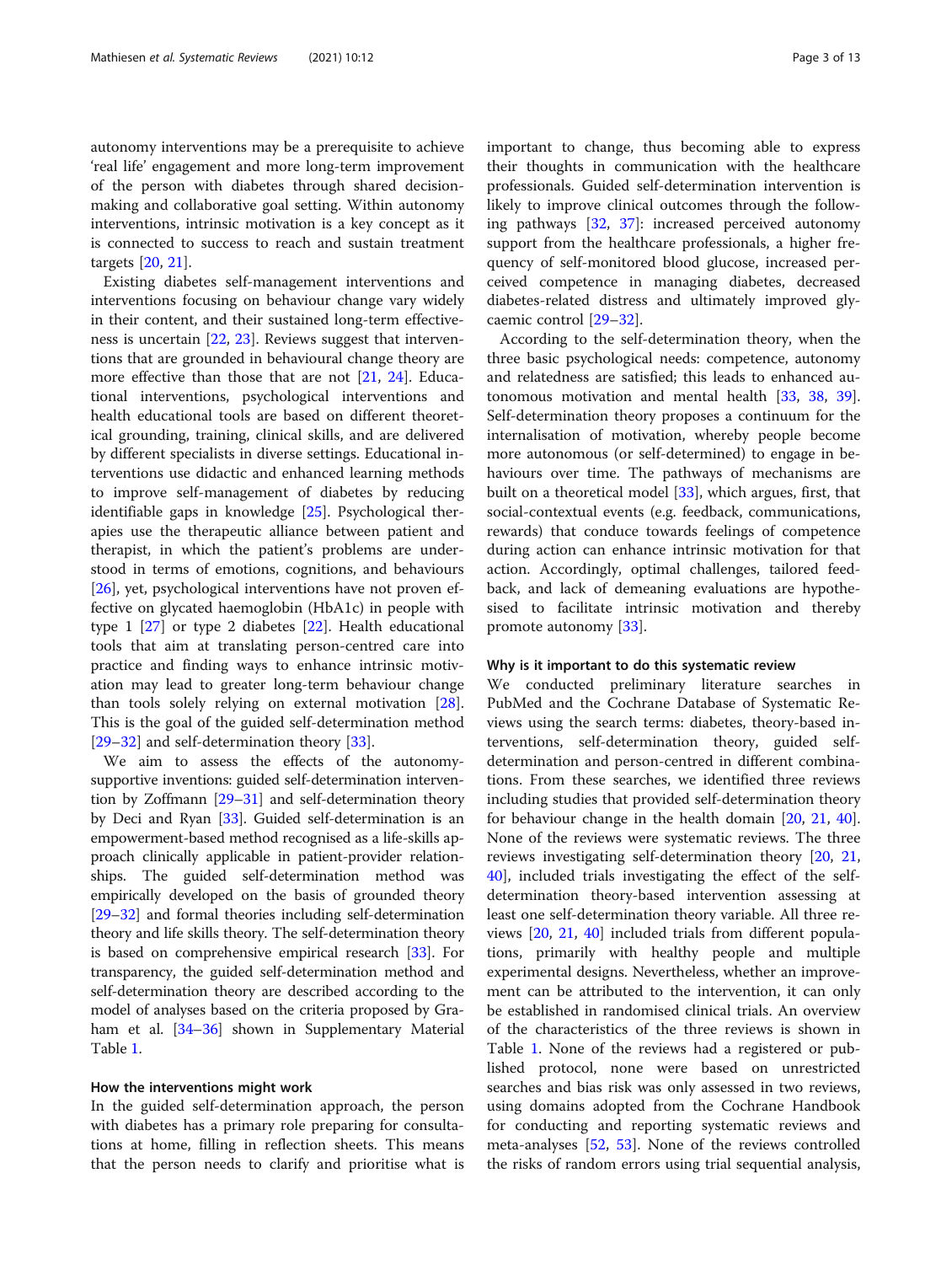autonomy interventions may be a prerequisite to achieve 'real life' engagement and more long-term improvement of the person with diabetes through shared decision-making and collaborative goal setting. Within autonomy interventions, intrinsic motivation is a key concept as it is connected to success to reach and sustain treatment targets [20, 21].

Existing diabetes self-management interventions and interventions focusing on behaviour change vary widely in their content, and their sustained long-term effectiveness is uncertain [22, 23]. Reviews suggest that interventions that are grounded in behavioural change theory are more effective than those that are not [21, 24]. Educational interventions, psychological interventions and health educational tools are based on different theoretical grounding, training, clinical skills, and are delivered by different specialists in diverse settings. Educational interventions use didactic and enhanced learning methods to improve self-management of diabetes by reducing identifiable gaps in knowledge [25]. Psychological therapies use the therapeutic alliance between patient and therapist, in which the patient's problems are understood in terms of emotions, cognitions, and behaviours [26], yet, psychological interventions have not proven effective on glycated haemoglobin (HbA1c) in people with type 1 [27] or type 2 diabetes [22]. Health educational tools that aim at translating person-centred care into practice and finding ways to enhance intrinsic motivation may lead to greater long-term behaviour change than tools solely relying on external motivation [28]. This is the goal of the guided self-determination method [29–32] and self-determination theory [33].

We aim to assess the effects of the autonomy-supportive inventions: guided self-determination intervention by Zoffmann [29–31] and self-determination theory by Deci and Ryan [33]. Guided self-determination is an empowerment-based method recognised as a life-skills approach clinically applicable in patient-provider relationships. The guided self-determination method was empirically developed on the basis of grounded theory [29–32] and formal theories including self-determination theory and life skills theory. The self-determination theory is based on comprehensive empirical research [33]. For transparency, the guided self-determination method and self-determination theory are described according to the model of analyses based on the criteria proposed by Graham et al. [34–36] shown in Supplementary Material Table 1.

### How the interventions might work

In the guided self-determination approach, the person with diabetes has a primary role preparing for consultations at home, filling in reflection sheets. This means that the person needs to clarify and prioritise what is important to change, thus becoming able to express their thoughts in communication with the healthcare professionals. Guided self-determination intervention is likely to improve clinical outcomes through the following pathways [32, 37]: increased perceived autonomy support from the healthcare professionals, a higher frequency of self-monitored blood glucose, increased perceived competence in managing diabetes, decreased diabetes-related distress and ultimately improved glycaemic control [29–32].

According to the self-determination theory, when the three basic psychological needs: competence, autonomy and relatedness are satisfied; this leads to enhanced autonomous motivation and mental health [33, 38, 39]. Self-determination theory proposes a continuum for the internalisation of motivation, whereby people become more autonomous (or self-determined) to engage in behaviours over time. The pathways of mechanisms are built on a theoretical model [33], which argues, first, that social-contextual events (e.g. feedback, communications, rewards) that conduce towards feelings of competence during action can enhance intrinsic motivation for that action. Accordingly, optimal challenges, tailored feedback, and lack of demeaning evaluations are hypothesised to facilitate intrinsic motivation and thereby promote autonomy [33].

### Why is it important to do this systematic review

We conducted preliminary literature searches in PubMed and the Cochrane Database of Systematic Reviews using the search terms: diabetes, theory-based interventions, self-determination theory, guided self-determination and person-centred in different combinations. From these searches, we identified three reviews including studies that provided self-determination theory for behaviour change in the health domain [20, 21, 40]. None of the reviews were systematic reviews. The three reviews investigating self-determination theory [20, 21, 40], included trials investigating the effect of the self-determination theory-based intervention assessing at least one self-determination theory variable. All three reviews [20, 21, 40] included trials from different populations, primarily with healthy people and multiple experimental designs. Nevertheless, whether an improvement can be attributed to the intervention, it can only be established in randomised clinical trials. An overview of the characteristics of the three reviews is shown in Table 1. None of the reviews had a registered or published protocol, none were based on unrestricted searches and bias risk was only assessed in two reviews, using domains adopted from the Cochrane Handbook for conducting and reporting systematic reviews and meta-analyses [52, 53]. None of the reviews controlled the risks of random errors using trial sequential analysis,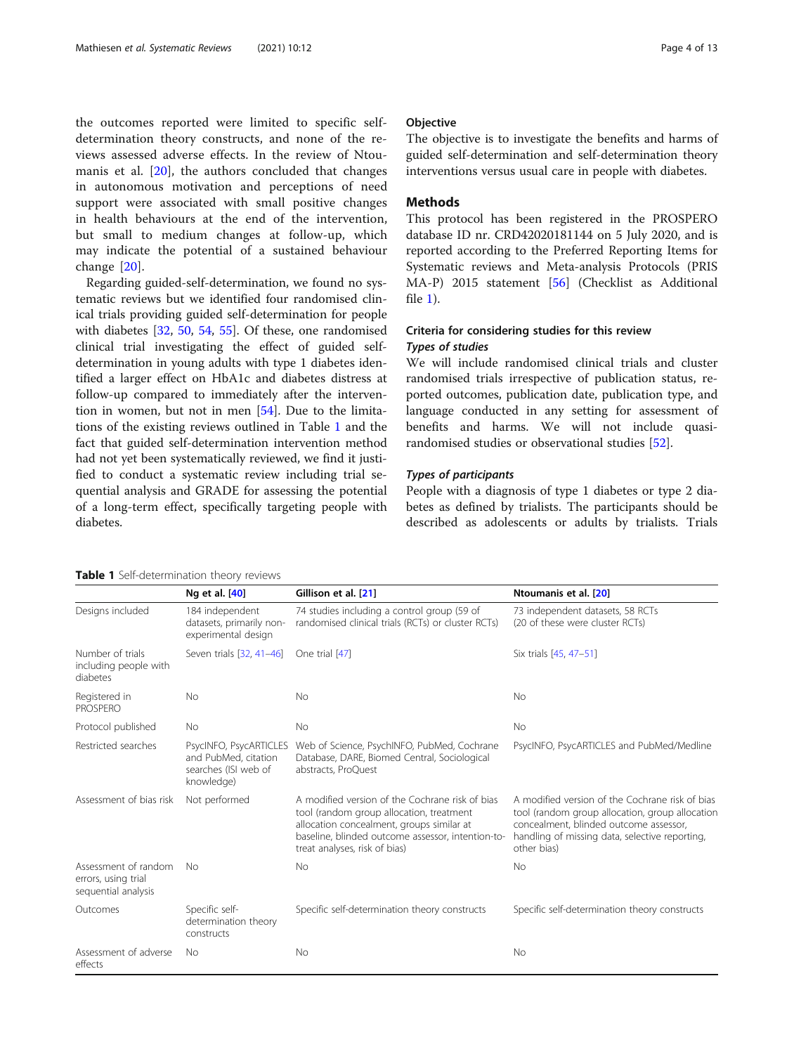the outcomes reported were limited to specific self-determination theory constructs, and none of the reviews assessed adverse effects. In the review of Ntoumanis et al. [20], the authors concluded that changes in autonomous motivation and perceptions of need support were associated with small positive changes in health behaviours at the end of the intervention, but small to medium changes at follow-up, which may indicate the potential of a sustained behaviour change [20].

Regarding guided-self-determination, we found no systematic reviews but we identified four randomised clinical trials providing guided self-determination for people with diabetes [32, 50, 54, 55]. Of these, one randomised clinical trial investigating the effect of guided self-determination in young adults with type 1 diabetes identified a larger effect on HbA1c and diabetes distress at follow-up compared to immediately after the intervention in women, but not in men [54]. Due to the limitations of the existing reviews outlined in Table 1 and the fact that guided self-determination intervention method had not yet been systematically reviewed, we find it justified to conduct a systematic review including trial sequential analysis and GRADE for assessing the potential of a long-term effect, specifically targeting people with diabetes.

## Objective

The objective is to investigate the benefits and harms of guided self-determination and self-determination theory interventions versus usual care in people with diabetes.

# Methods

This protocol has been registered in the PROSPERO database ID nr. CRD42020181144 on 5 July 2020, and is reported according to the Preferred Reporting Items for Systematic reviews and Meta-analysis Protocols (PRISMA-P) 2015 statement [56] (Checklist as Additional file 1).

## Criteria for considering studies for this review

### *Types of studies*

We will include randomised clinical trials and cluster randomised trials irrespective of publication status, reported outcomes, publication date, publication type, and language conducted in any setting for assessment of benefits and harms. We will not include quasi-randomised studies or observational studies [52].

### *Types of participants*

People with a diagnosis of type 1 diabetes or type 2 diabetes as defined by trialists. The participants should be described as adolescents or adults by trialists. Trials

**Table 1** Self-determination theory reviews

| | Ng et al. [40] | Gillison et al. [21] | Ntoumanis et al. [20] |
|---|---|---|---|
| Designs included | 184 independent datasets, primarily non-experimental design | 74 studies including a control group (59 of randomised clinical trials (RCTs) or cluster RCTs) | 73 independent datasets, 58 RCTs (20 of these were cluster RCTs) |
| Number of trials including people with diabetes | Seven trials [32, 41–46] | One trial [47] | Six trials [45, 47–51] |
| Registered in PROSPERO | No | No | No |
| Protocol published | No | No | No |
| Restricted searches | PsycINFO, PsycARTICLES and PubMed, citation searches (ISI web of knowledge) | Web of Science, PsychINFO, PubMed, Cochrane Database, DARE, Biomed Central, Sociological abstracts, ProQuest | PsycINFO, PsycARTICLES and PubMed/Medline |
| Assessment of bias risk | Not performed | A modified version of the Cochrane risk of bias tool (random group allocation, treatment allocation concealment, groups similar at baseline, blinded outcome assessor, intention-to-treat analyses, risk of bias) | A modified version of the Cochrane risk of bias tool (random group allocation, group allocation concealment, blinded outcome assessor, handling of missing data, selective reporting, other bias) |
| Assessment of random errors, using trial sequential analysis | No | No | No |
| Outcomes | Specific self-determination theory constructs | Specific self-determination theory constructs | Specific self-determination theory constructs |
| Assessment of adverse effects | No | No | No |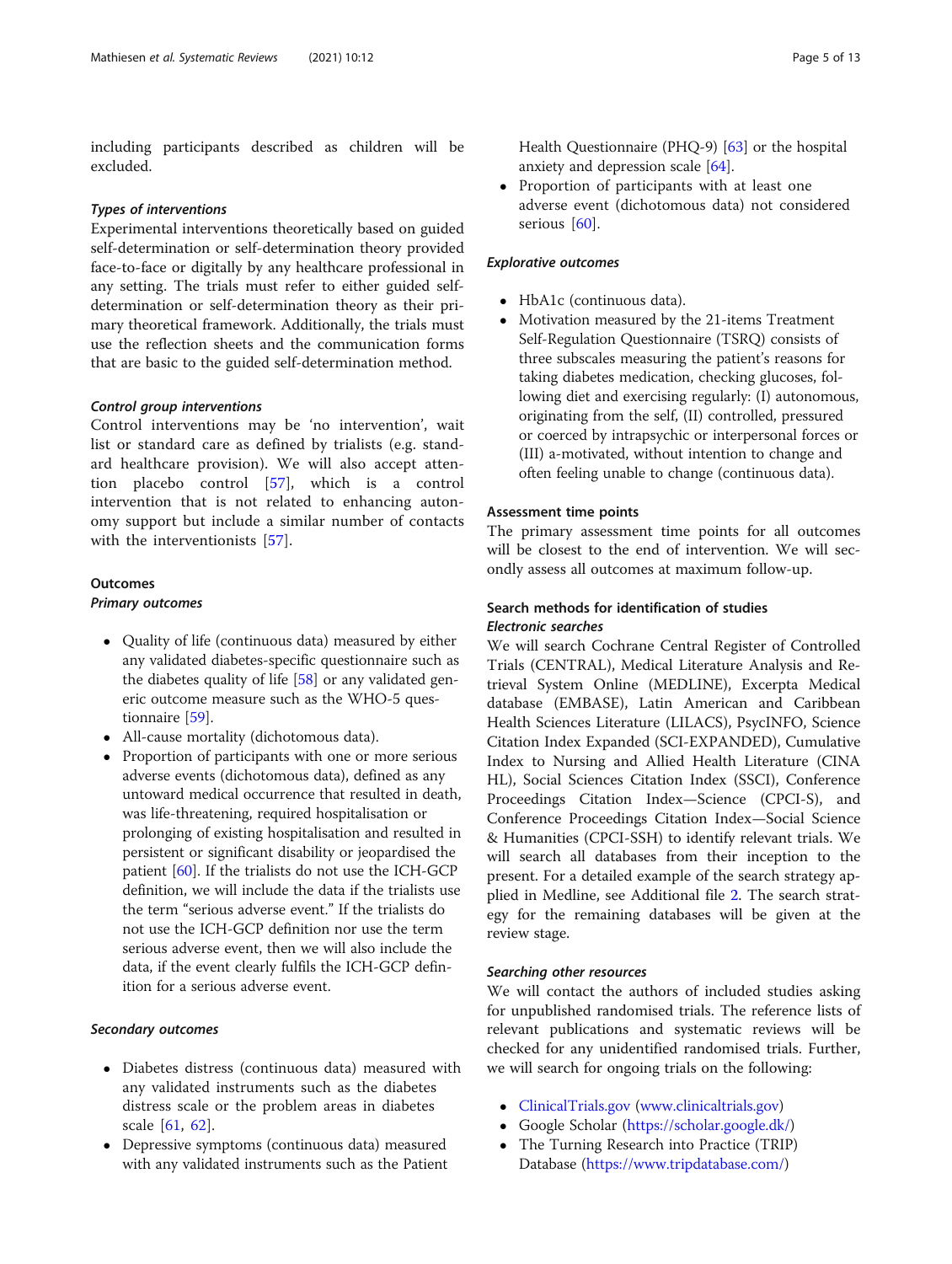including participants described as children will be excluded.

#### *Types of interventions*

Experimental interventions theoretically based on guided self-determination or self-determination theory provided face-to-face or digitally by any healthcare professional in any setting. The trials must refer to either guided self-determination or self-determination theory as their primary theoretical framework. Additionally, the trials must use the reflection sheets and the communication forms that are basic to the guided self-determination method.

#### *Control group interventions*

Control interventions may be 'no intervention', wait list or standard care as defined by trialists (e.g. standard healthcare provision). We will also accept attention placebo control [57], which is a control intervention that is not related to enhancing autonomy support but include a similar number of contacts with the interventionists [57].

### Outcomes

#### *Primary outcomes*

- Quality of life (continuous data) measured by either any validated diabetes-specific questionnaire such as the diabetes quality of life [58] or any validated generic outcome measure such as the WHO-5 questionnaire [59].
- All-cause mortality (dichotomous data).
- Proportion of participants with one or more serious adverse events (dichotomous data), defined as any untoward medical occurrence that resulted in death, was life-threatening, required hospitalisation or prolonging of existing hospitalisation and resulted in persistent or significant disability or jeopardised the patient [60]. If the trialists do not use the ICH-GCP definition, we will include the data if the trialists use the term "serious adverse event." If the trialists do not use the ICH-GCP definition nor use the term serious adverse event, then we will also include the data, if the event clearly fulfils the ICH-GCP definition for a serious adverse event.

#### *Secondary outcomes*

- Diabetes distress (continuous data) measured with any validated instruments such as the diabetes distress scale or the problem areas in diabetes scale [61, 62].
- Depressive symptoms (continuous data) measured with any validated instruments such as the Patient Health Questionnaire (PHQ-9) [63] or the hospital anxiety and depression scale [64].
- Proportion of participants with at least one adverse event (dichotomous data) not considered serious [60].

#### *Explorative outcomes*

- HbA1c (continuous data).
- Motivation measured by the 21-items Treatment Self-Regulation Questionnaire (TSRQ) consists of three subscales measuring the patient's reasons for taking diabetes medication, checking glucoses, following diet and exercising regularly: (I) autonomous, originating from the self, (II) controlled, pressured or coerced by intrapsychic or interpersonal forces or (III) a-motivated, without intention to change and often feeling unable to change (continuous data).

### Assessment time points

The primary assessment time points for all outcomes will be closest to the end of intervention. We will secondly assess all outcomes at maximum follow-up.

### Search methods for identification of studies

#### *Electronic searches*

We will search Cochrane Central Register of Controlled Trials (CENTRAL), Medical Literature Analysis and Retrieval System Online (MEDLINE), Excerpta Medical database (EMBASE), Latin American and Caribbean Health Sciences Literature (LILACS), PsycINFO, Science Citation Index Expanded (SCI-EXPANDED), Cumulative Index to Nursing and Allied Health Literature (CINAHL), Social Sciences Citation Index (SSCI), Conference Proceedings Citation Index—Science (CPCI-S), and Conference Proceedings Citation Index—Social Science & Humanities (CPCI-SSH) to identify relevant trials. We will search all databases from their inception to the present. For a detailed example of the search strategy applied in Medline, see Additional file 2. The search strategy for the remaining databases will be given at the review stage.

#### *Searching other resources*

We will contact the authors of included studies asking for unpublished randomised trials. The reference lists of relevant publications and systematic reviews will be checked for any unidentified randomised trials. Further, we will search for ongoing trials on the following:

- ClinicalTrials.gov (www.clinicaltrials.gov)
- Google Scholar (https://scholar.google.dk/)
- The Turning Research into Practice (TRIP) Database (https://www.tripdatabase.com/)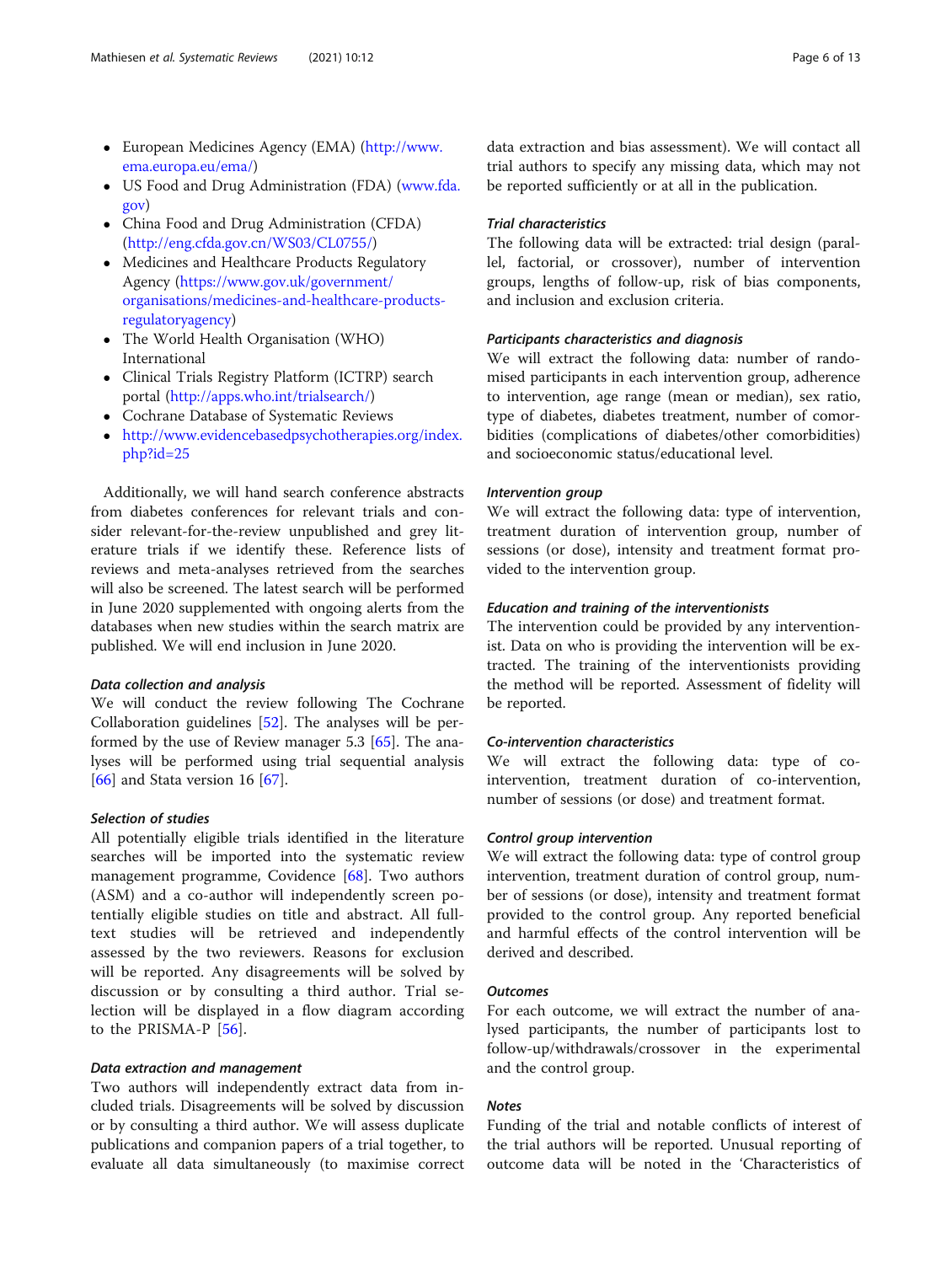- European Medicines Agency (EMA) (http://www.ema.europa.eu/ema/)
- US Food and Drug Administration (FDA) (www.fda.gov)
- China Food and Drug Administration (CFDA) (http://eng.cfda.gov.cn/WS03/CL0755/)
- Medicines and Healthcare Products Regulatory Agency (https://www.gov.uk/government/organisations/medicines-and-healthcare-products-regulatoryagency)
- The World Health Organisation (WHO) International
- Clinical Trials Registry Platform (ICTRP) search portal (http://apps.who.int/trialsearch/)
- Cochrane Database of Systematic Reviews
- http://www.evidencebasedpsychotherapies.org/index.php?id=25

Additionally, we will hand search conference abstracts from diabetes conferences for relevant trials and consider relevant-for-the-review unpublished and grey literature trials if we identify these. Reference lists of reviews and meta-analyses retrieved from the searches will also be screened. The latest search will be performed in June 2020 supplemented with ongoing alerts from the databases when new studies within the search matrix are published. We will end inclusion in June 2020.

### Data collection and analysis

We will conduct the review following The Cochrane Collaboration guidelines [52]. The analyses will be performed by the use of Review manager 5.3 [65]. The analyses will be performed using trial sequential analysis [66] and Stata version 16 [67].

### Selection of studies

All potentially eligible trials identified in the literature searches will be imported into the systematic review management programme, Covidence [68]. Two authors (ASM) and a co-author will independently screen potentially eligible studies on title and abstract. All full-text studies will be retrieved and independently assessed by the two reviewers. Reasons for exclusion will be reported. Any disagreements will be solved by discussion or by consulting a third author. Trial selection will be displayed in a flow diagram according to the PRISMA-P [56].

### Data extraction and management

Two authors will independently extract data from included trials. Disagreements will be solved by discussion or by consulting a third author. We will assess duplicate publications and companion papers of a trial together, to evaluate all data simultaneously (to maximise correct data extraction and bias assessment). We will contact all trial authors to specify any missing data, which may not be reported sufficiently or at all in the publication.

### Trial characteristics

The following data will be extracted: trial design (parallel, factorial, or crossover), number of intervention groups, lengths of follow-up, risk of bias components, and inclusion and exclusion criteria.

### Participants characteristics and diagnosis

We will extract the following data: number of randomised participants in each intervention group, adherence to intervention, age range (mean or median), sex ratio, type of diabetes, diabetes treatment, number of comorbidities (complications of diabetes/other comorbidities) and socioeconomic status/educational level.

### Intervention group

We will extract the following data: type of intervention, treatment duration of intervention group, number of sessions (or dose), intensity and treatment format provided to the intervention group.

### Education and training of the interventionists

The intervention could be provided by any interventionist. Data on who is providing the intervention will be extracted. The training of the interventionists providing the method will be reported. Assessment of fidelity will be reported.

### Co-intervention characteristics

We will extract the following data: type of co-intervention, treatment duration of co-intervention, number of sessions (or dose) and treatment format.

### Control group intervention

We will extract the following data: type of control group intervention, treatment duration of control group, number of sessions (or dose), intensity and treatment format provided to the control group. Any reported beneficial and harmful effects of the control intervention will be derived and described.

### Outcomes

For each outcome, we will extract the number of analysed participants, the number of participants lost to follow-up/withdrawals/crossover in the experimental and the control group.

### Notes

Funding of the trial and notable conflicts of interest of the trial authors will be reported. Unusual reporting of outcome data will be noted in the 'Characteristics of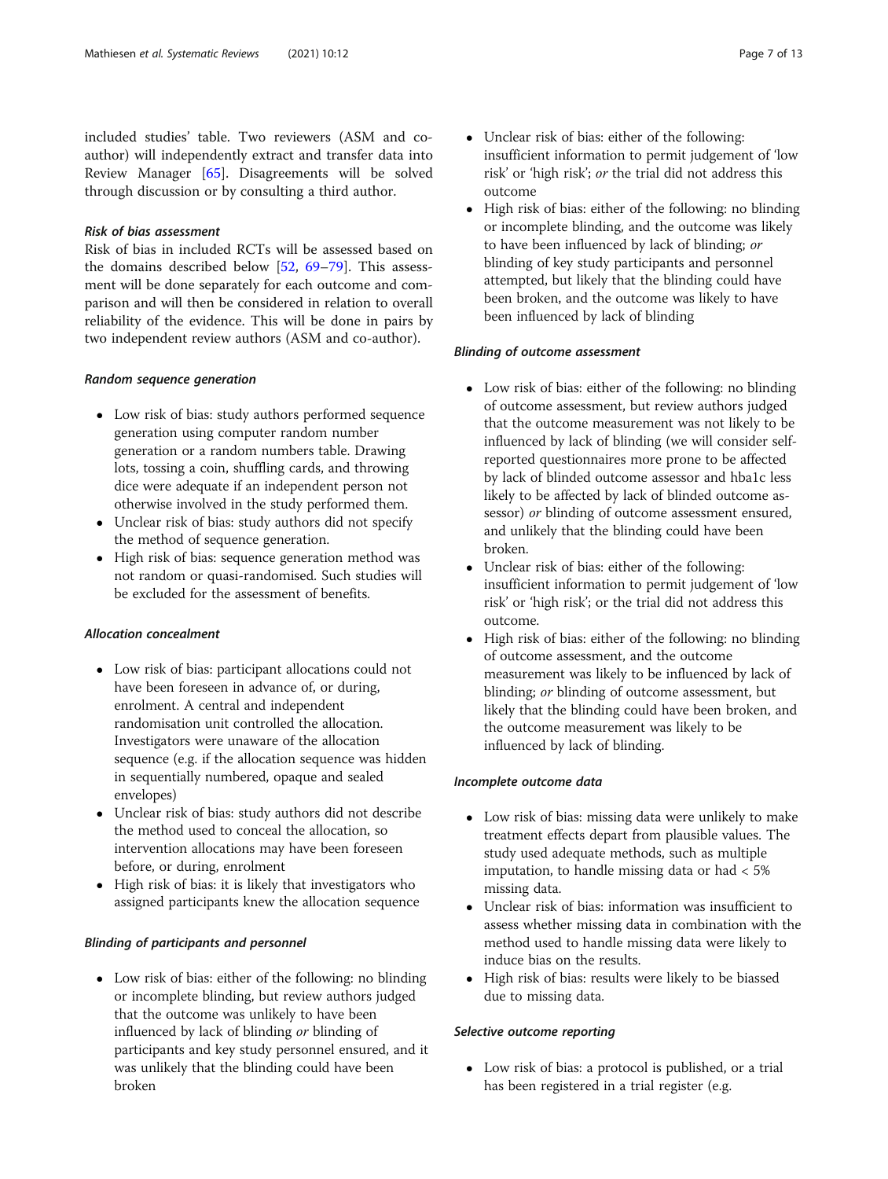included studies' table. Two reviewers (ASM and co-author) will independently extract and transfer data into Review Manager [65]. Disagreements will be solved through discussion or by consulting a third author.

#### Risk of bias assessment

Risk of bias in included RCTs will be assessed based on the domains described below [52, 69–79]. This assessment will be done separately for each outcome and comparison and will then be considered in relation to overall reliability of the evidence. This will be done in pairs by two independent review authors (ASM and co-author).

##### Random sequence generation

- Low risk of bias: study authors performed sequence generation using computer random number generation or a random numbers table. Drawing lots, tossing a coin, shuffling cards, and throwing dice were adequate if an independent person not otherwise involved in the study performed them.
- Unclear risk of bias: study authors did not specify the method of sequence generation.
- High risk of bias: sequence generation method was not random or quasi-randomised. Such studies will be excluded for the assessment of benefits.

##### Allocation concealment

- Low risk of bias: participant allocations could not have been foreseen in advance of, or during, enrolment. A central and independent randomisation unit controlled the allocation. Investigators were unaware of the allocation sequence (e.g. if the allocation sequence was hidden in sequentially numbered, opaque and sealed envelopes)
- Unclear risk of bias: study authors did not describe the method used to conceal the allocation, so intervention allocations may have been foreseen before, or during, enrolment
- High risk of bias: it is likely that investigators who assigned participants knew the allocation sequence

##### Blinding of participants and personnel

- Low risk of bias: either of the following: no blinding or incomplete blinding, but review authors judged that the outcome was unlikely to have been influenced by lack of blinding *or* blinding of participants and key study personnel ensured, and it was unlikely that the blinding could have been broken
- Unclear risk of bias: either of the following: insufficient information to permit judgement of 'low risk' or 'high risk'; *or* the trial did not address this outcome
- High risk of bias: either of the following: no blinding or incomplete blinding, and the outcome was likely to have been influenced by lack of blinding; *or* blinding of key study participants and personnel attempted, but likely that the blinding could have been broken, and the outcome was likely to have been influenced by lack of blinding

##### Blinding of outcome assessment

- Low risk of bias: either of the following: no blinding of outcome assessment, but review authors judged that the outcome measurement was not likely to be influenced by lack of blinding (we will consider self-reported questionnaires more prone to be affected by lack of blinded outcome assessor and hba1c less likely to be affected by lack of blinded outcome assessor) *or* blinding of outcome assessment ensured, and unlikely that the blinding could have been broken.
- Unclear risk of bias: either of the following: insufficient information to permit judgement of 'low risk' or 'high risk'; or the trial did not address this outcome.
- High risk of bias: either of the following: no blinding of outcome assessment, and the outcome measurement was likely to be influenced by lack of blinding; *or* blinding of outcome assessment, but likely that the blinding could have been broken, and the outcome measurement was likely to be influenced by lack of blinding.

##### Incomplete outcome data

- Low risk of bias: missing data were unlikely to make treatment effects depart from plausible values. The study used adequate methods, such as multiple imputation, to handle missing data or had < 5% missing data.
- Unclear risk of bias: information was insufficient to assess whether missing data in combination with the method used to handle missing data were likely to induce bias on the results.
- High risk of bias: results were likely to be biassed due to missing data.

##### Selective outcome reporting

- Low risk of bias: a protocol is published, or a trial has been registered in a trial register (e.g.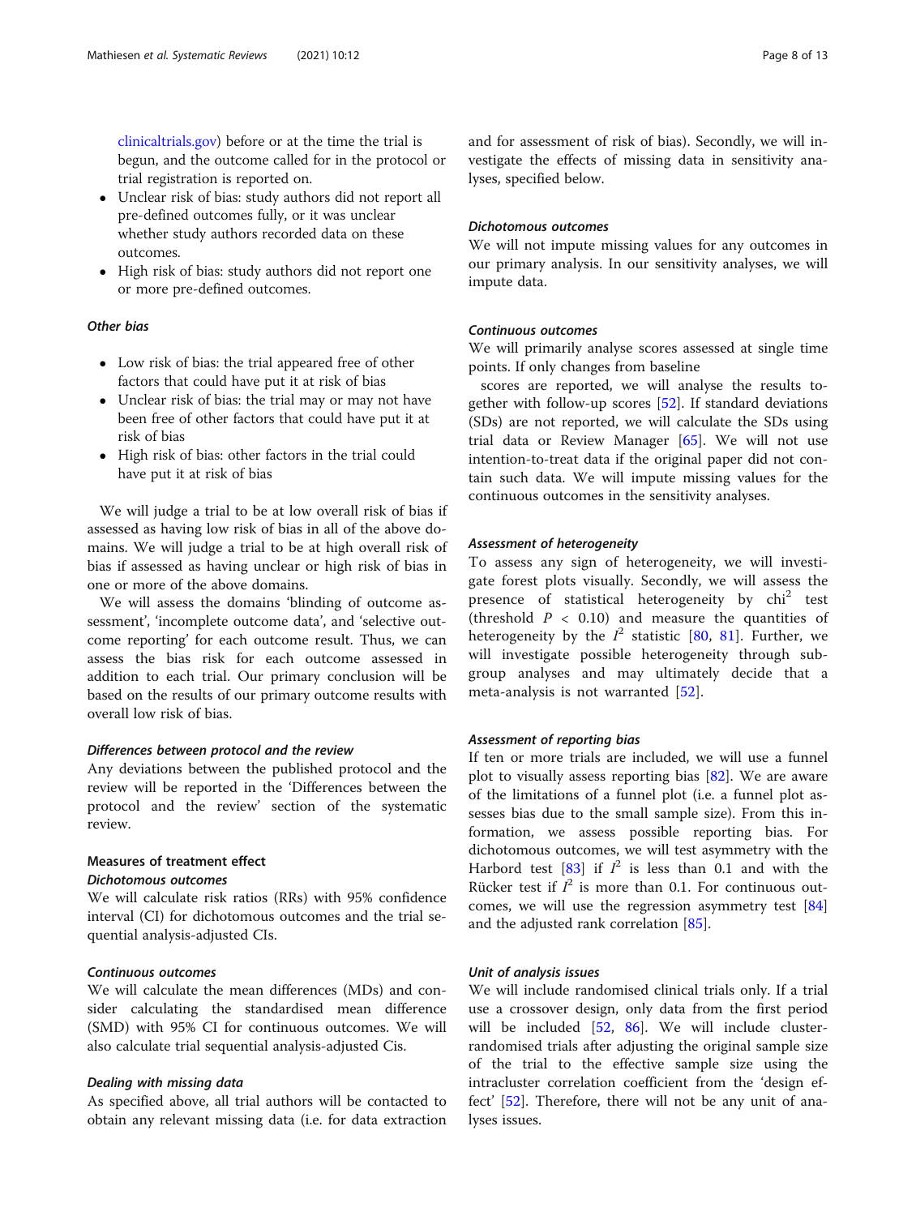clinicaltrials.gov) before or at the time the trial is begun, and the outcome called for in the protocol or trial registration is reported on.

- Unclear risk of bias: study authors did not report all pre-defined outcomes fully, or it was unclear whether study authors recorded data on these outcomes.
- High risk of bias: study authors did not report one or more pre-defined outcomes.

#### *Other bias*

- Low risk of bias: the trial appeared free of other factors that could have put it at risk of bias
- Unclear risk of bias: the trial may or may not have been free of other factors that could have put it at risk of bias
- High risk of bias: other factors in the trial could have put it at risk of bias

We will judge a trial to be at low overall risk of bias if assessed as having low risk of bias in all of the above domains. We will judge a trial to be at high overall risk of bias if assessed as having unclear or high risk of bias in one or more of the above domains.

We will assess the domains 'blinding of outcome assessment', 'incomplete outcome data', and 'selective outcome reporting' for each outcome result. Thus, we can assess the bias risk for each outcome assessed in addition to each trial. Our primary conclusion will be based on the results of our primary outcome results with overall low risk of bias.

#### *Differences between protocol and the review*

Any deviations between the published protocol and the review will be reported in the 'Differences between the protocol and the review' section of the systematic review.

### Measures of treatment effect

#### *Dichotomous outcomes*

We will calculate risk ratios (RRs) with 95% confidence interval (CI) for dichotomous outcomes and the trial sequential analysis-adjusted CIs.

#### *Continuous outcomes*

We will calculate the mean differences (MDs) and consider calculating the standardised mean difference (SMD) with 95% CI for continuous outcomes. We will also calculate trial sequential analysis-adjusted Cis.

#### *Dealing with missing data*

As specified above, all trial authors will be contacted to obtain any relevant missing data (i.e. for data extraction and for assessment of risk of bias). Secondly, we will investigate the effects of missing data in sensitivity analyses, specified below.

#### *Dichotomous outcomes*

We will not impute missing values for any outcomes in our primary analysis. In our sensitivity analyses, we will impute data.

#### *Continuous outcomes*

We will primarily analyse scores assessed at single time points. If only changes from baseline

scores are reported, we will analyse the results together with follow-up scores [52]. If standard deviations (SDs) are not reported, we will calculate the SDs using trial data or Review Manager [65]. We will not use intention-to-treat data if the original paper did not contain such data. We will impute missing values for the continuous outcomes in the sensitivity analyses.

#### *Assessment of heterogeneity*

To assess any sign of heterogeneity, we will investigate forest plots visually. Secondly, we will assess the presence of statistical heterogeneity by chi$^2$ test (threshold $P < 0.10$) and measure the quantities of heterogeneity by the $I^2$ statistic [80, 81]. Further, we will investigate possible heterogeneity through subgroup analyses and may ultimately decide that a meta-analysis is not warranted [52].

#### *Assessment of reporting bias*

If ten or more trials are included, we will use a funnel plot to visually assess reporting bias [82]. We are aware of the limitations of a funnel plot (i.e. a funnel plot assesses bias due to the small sample size). From this information, we assess possible reporting bias. For dichotomous outcomes, we will test asymmetry with the Harbord test [83] if $I^2$ is less than 0.1 and with the Rücker test if $I^2$ is more than 0.1. For continuous outcomes, we will use the regression asymmetry test [84] and the adjusted rank correlation [85].

#### *Unit of analysis issues*

We will include randomised clinical trials only. If a trial use a crossover design, only data from the first period will be included [52, 86]. We will include cluster-randomised trials after adjusting the original sample size of the trial to the effective sample size using the intracluster correlation coefficient from the 'design effect' [52]. Therefore, there will not be any unit of analyses issues.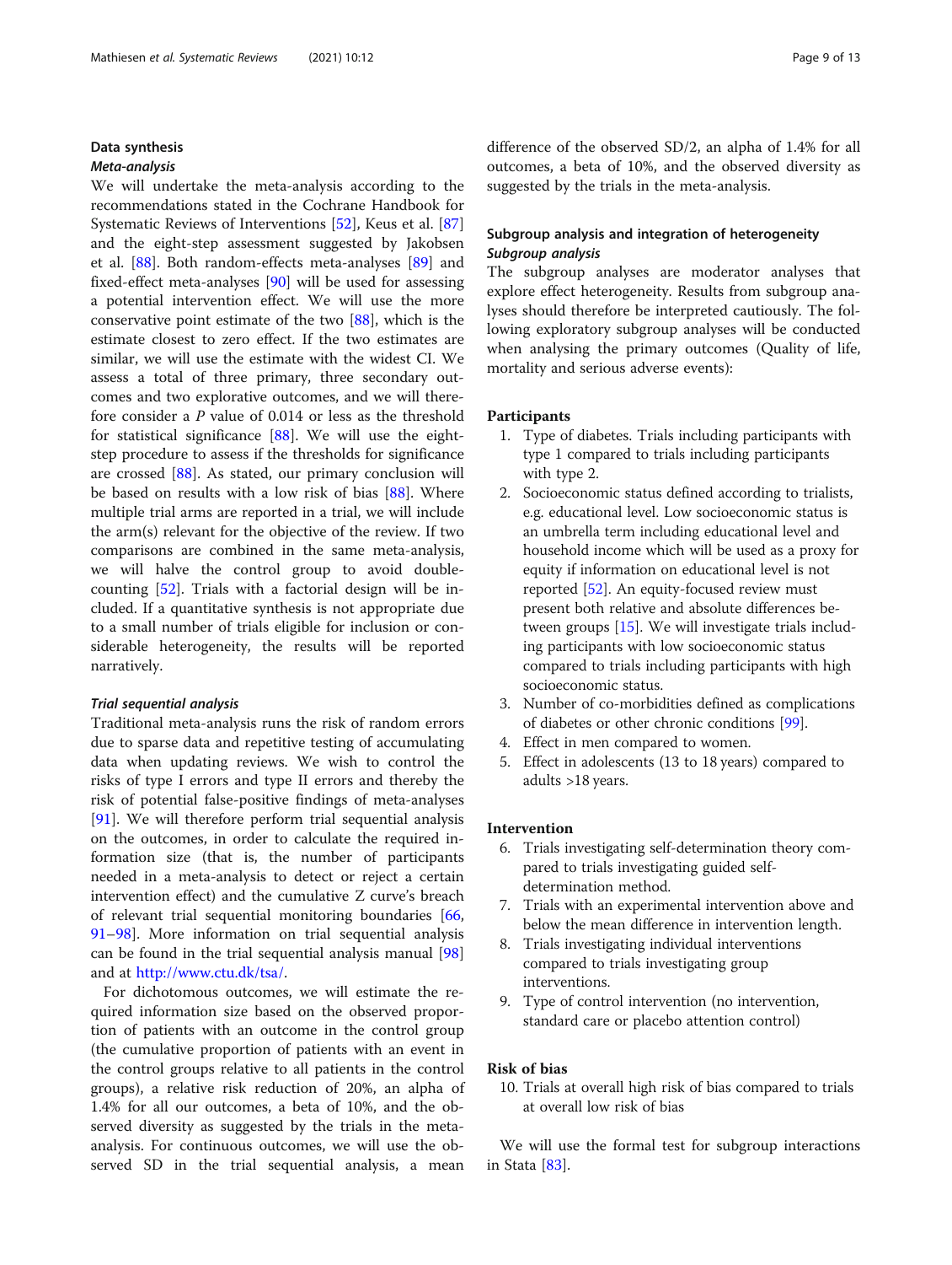## Data synthesis

### *Meta-analysis*

We will undertake the meta-analysis according to the recommendations stated in the Cochrane Handbook for Systematic Reviews of Interventions [52], Keus et al. [87] and the eight-step assessment suggested by Jakobsen et al. [88]. Both random-effects meta-analyses [89] and fixed-effect meta-analyses [90] will be used for assessing a potential intervention effect. We will use the more conservative point estimate of the two [88], which is the estimate closest to zero effect. If the two estimates are similar, we will use the estimate with the widest CI. We assess a total of three primary, three secondary outcomes and two explorative outcomes, and we will therefore consider a *P* value of 0.014 or less as the threshold for statistical significance [88]. We will use the eight-step procedure to assess if the thresholds for significance are crossed [88]. As stated, our primary conclusion will be based on results with a low risk of bias [88]. Where multiple trial arms are reported in a trial, we will include the arm(s) relevant for the objective of the review. If two comparisons are combined in the same meta-analysis, we will halve the control group to avoid double-counting [52]. Trials with a factorial design will be included. If a quantitative synthesis is not appropriate due to a small number of trials eligible for inclusion or considerable heterogeneity, the results will be reported narratively.

### *Trial sequential analysis*

Traditional meta-analysis runs the risk of random errors due to sparse data and repetitive testing of accumulating data when updating reviews. We wish to control the risks of type I errors and type II errors and thereby the risk of potential false-positive findings of meta-analyses [91]. We will therefore perform trial sequential analysis on the outcomes, in order to calculate the required information size (that is, the number of participants needed in a meta-analysis to detect or reject a certain intervention effect) and the cumulative Z curve's breach of relevant trial sequential monitoring boundaries [66, 91–98]. More information on trial sequential analysis can be found in the trial sequential analysis manual [98] and at http://www.ctu.dk/tsa/.

For dichotomous outcomes, we will estimate the required information size based on the observed proportion of patients with an outcome in the control group (the cumulative proportion of patients with an event in the control groups relative to all patients in the control groups), a relative risk reduction of 20%, an alpha of 1.4% for all our outcomes, a beta of 10%, and the observed diversity as suggested by the trials in the meta-analysis. For continuous outcomes, we will use the observed SD in the trial sequential analysis, a mean difference of the observed SD/2, an alpha of 1.4% for all outcomes, a beta of 10%, and the observed diversity as suggested by the trials in the meta-analysis.

## Subgroup analysis and integration of heterogeneity

### *Subgroup analysis*

The subgroup analyses are moderator analyses that explore effect heterogeneity. Results from subgroup analyses should therefore be interpreted cautiously. The following exploratory subgroup analyses will be conducted when analysing the primary outcomes (Quality of life, mortality and serious adverse events):

**Participants**

1. Type of diabetes. Trials including participants with type 1 compared to trials including participants with type 2.
2. Socioeconomic status defined according to trialists, e.g. educational level. Low socioeconomic status is an umbrella term including educational level and household income which will be used as a proxy for equity if information on educational level is not reported [52]. An equity-focused review must present both relative and absolute differences between groups [15]. We will investigate trials including participants with low socioeconomic status compared to trials including participants with high socioeconomic status.
3. Number of co-morbidities defined as complications of diabetes or other chronic conditions [99].
4. Effect in men compared to women.
5. Effect in adolescents (13 to 18 years) compared to adults >18 years.

**Intervention**

6. Trials investigating self-determination theory compared to trials investigating guided self-determination method.
7. Trials with an experimental intervention above and below the mean difference in intervention length.
8. Trials investigating individual interventions compared to trials investigating group interventions.
9. Type of control intervention (no intervention, standard care or placebo attention control)

**Risk of bias**

10. Trials at overall high risk of bias compared to trials at overall low risk of bias

We will use the formal test for subgroup interactions in Stata [83].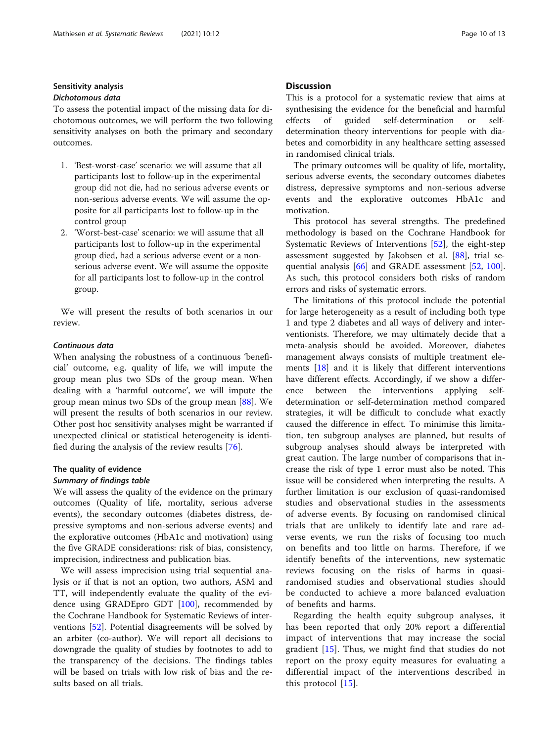### Sensitivity analysis

#### *Dichotomous data*

To assess the potential impact of the missing data for dichotomous outcomes, we will perform the two following sensitivity analyses on both the primary and secondary outcomes.

1. 'Best-worst-case' scenario: we will assume that all participants lost to follow-up in the experimental group did not die, had no serious adverse events or non-serious adverse events. We will assume the opposite for all participants lost to follow-up in the control group
2. 'Worst-best-case' scenario: we will assume that all participants lost to follow-up in the experimental group died, had a serious adverse event or a non-serious adverse event. We will assume the opposite for all participants lost to follow-up in the control group.

We will present the results of both scenarios in our review.

#### *Continuous data*

When analysing the robustness of a continuous 'beneficial' outcome, e.g. quality of life, we will impute the group mean plus two SDs of the group mean. When dealing with a 'harmful outcome', we will impute the group mean minus two SDs of the group mean [88]. We will present the results of both scenarios in our review. Other post hoc sensitivity analyses might be warranted if unexpected clinical or statistical heterogeneity is identified during the analysis of the review results [76].

### The quality of evidence

#### *Summary of findings table*

We will assess the quality of the evidence on the primary outcomes (Quality of life, mortality, serious adverse events), the secondary outcomes (diabetes distress, depressive symptoms and non-serious adverse events) and the explorative outcomes (HbA1c and motivation) using the five GRADE considerations: risk of bias, consistency, imprecision, indirectness and publication bias.

We will assess imprecision using trial sequential analysis or if that is not an option, two authors, ASM and TT, will independently evaluate the quality of the evidence using GRADEpro GDT [100], recommended by the Cochrane Handbook for Systematic Reviews of interventions [52]. Potential disagreements will be solved by an arbiter (co-author). We will report all decisions to downgrade the quality of studies by footnotes to add to the transparency of the decisions. The findings tables will be based on trials with low risk of bias and the results based on all trials.

## Discussion

This is a protocol for a systematic review that aims at synthesising the evidence for the beneficial and harmful effects of guided self-determination or self-determination theory interventions for people with diabetes and comorbidity in any healthcare setting assessed in randomised clinical trials.

The primary outcomes will be quality of life, mortality, serious adverse events, the secondary outcomes diabetes distress, depressive symptoms and non-serious adverse events and the explorative outcomes HbA1c and motivation.

This protocol has several strengths. The predefined methodology is based on the Cochrane Handbook for Systematic Reviews of Interventions [52], the eight-step assessment suggested by Jakobsen et al. [88], trial sequential analysis [66] and GRADE assessment [52, 100]. As such, this protocol considers both risks of random errors and risks of systematic errors.

The limitations of this protocol include the potential for large heterogeneity as a result of including both type 1 and type 2 diabetes and all ways of delivery and interventionists. Therefore, we may ultimately decide that a meta-analysis should be avoided. Moreover, diabetes management always consists of multiple treatment elements [18] and it is likely that different interventions have different effects. Accordingly, if we show a difference between the interventions applying self-determination or self-determination method compared strategies, it will be difficult to conclude what exactly caused the difference in effect. To minimise this limitation, ten subgroup analyses are planned, but results of subgroup analyses should always be interpreted with great caution. The large number of comparisons that increase the risk of type 1 error must also be noted. This issue will be considered when interpreting the results. A further limitation is our exclusion of quasi-randomised studies and observational studies in the assessments of adverse events. By focusing on randomised clinical trials that are unlikely to identify late and rare adverse events, we run the risks of focusing too much on benefits and too little on harms. Therefore, if we identify benefits of the interventions, new systematic reviews focusing on the risks of harms in quasi-randomised studies and observational studies should be conducted to achieve a more balanced evaluation of benefits and harms.

Regarding the health equity subgroup analyses, it has been reported that only 20% report a differential impact of interventions that may increase the social gradient [15]. Thus, we might find that studies do not report on the proxy equity measures for evaluating a differential impact of the interventions described in this protocol [15].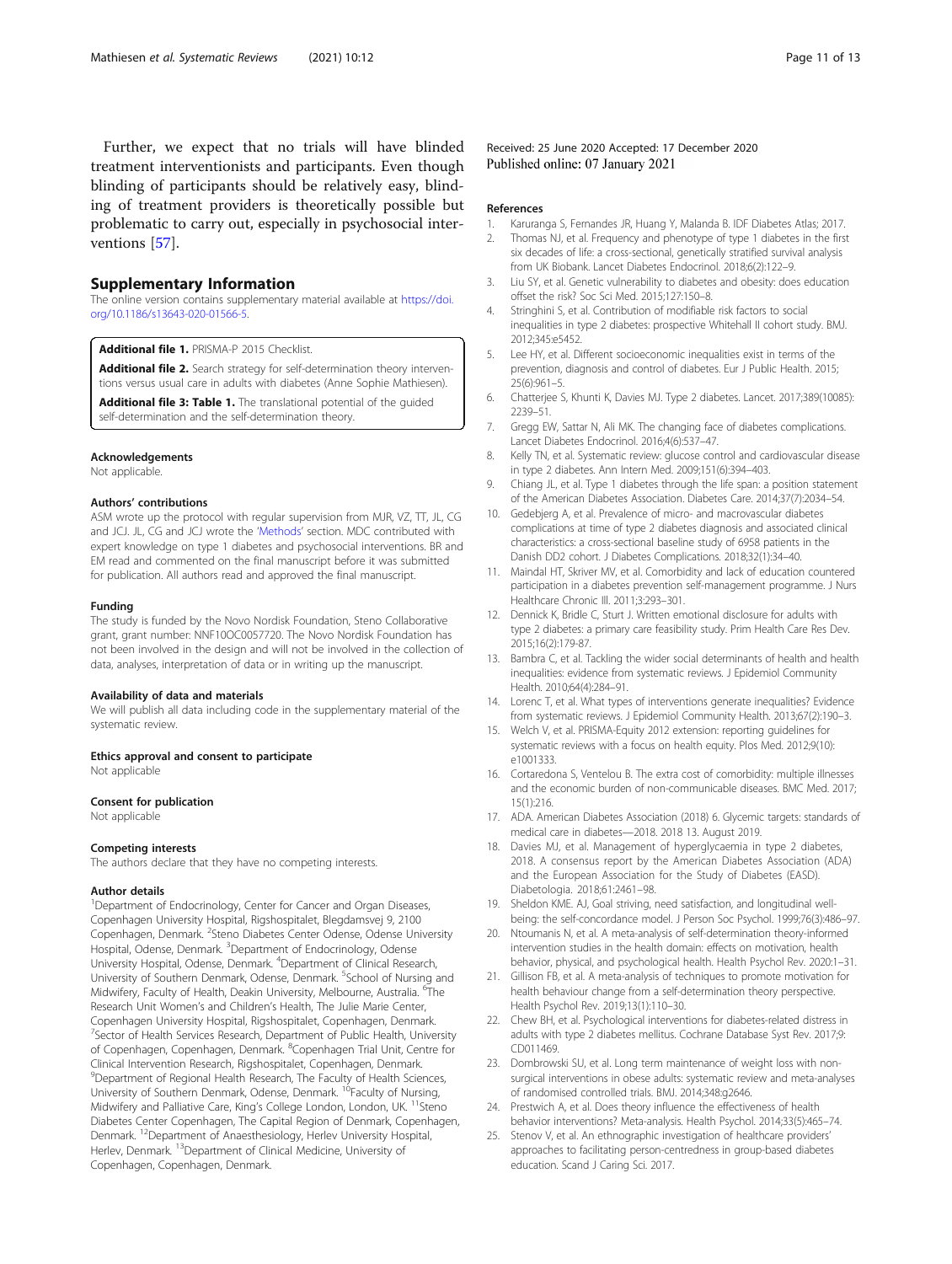Further, we expect that no trials will have blinded treatment interventionists and participants. Even though blinding of participants should be relatively easy, blinding of treatment providers is theoretically possible but problematic to carry out, especially in psychosocial interventions [57].

## Supplementary Information

The online version contains supplementary material available at https://doi.org/10.1186/s13643-020-01566-5.

**Additional file 1.** PRISMA-P 2015 Checklist.

**Additional file 2.** Search strategy for self-determination theory interventions versus usual care in adults with diabetes (Anne Sophie Mathiesen).

**Additional file 3: Table 1.** The translational potential of the guided self-determination and the self-determination theory.

### Acknowledgements

Not applicable.

### Authors' contributions

ASM wrote up the protocol with regular supervision from MJR, VZ, TT, JL, CG and JCJ. JL, CG and JCJ wrote the 'Methods' section. MDC contributed with expert knowledge on type 1 diabetes and psychosocial interventions. BR and EM read and commented on the final manuscript before it was submitted for publication. All authors read and approved the final manuscript.

### Funding

The study is funded by the Novo Nordisk Foundation, Steno Collaborative grant, grant number: NNF10OC0057720. The Novo Nordisk Foundation has not been involved in the design and will not be involved in the collection of data, analyses, interpretation of data or in writing up the manuscript.

### Availability of data and materials

We will publish all data including code in the supplementary material of the systematic review.

### Ethics approval and consent to participate

Not applicable

### Consent for publication

Not applicable

### Competing interests

The authors declare that they have no competing interests.

### Author details

[1]Department of Endocrinology, Center for Cancer and Organ Diseases, Copenhagen University Hospital, Rigshospitalet, Blegdamsvej 9, 2100 Copenhagen, Denmark. [2]Steno Diabetes Center Odense, Odense University Hospital, Odense, Denmark. [3]Department of Endocrinology, Odense University Hospital, Odense, Denmark. [4]Department of Clinical Research, University of Southern Denmark, Odense, Denmark. [5]School of Nursing and Midwifery, Faculty of Health, Deakin University, Melbourne, Australia. [6]The Research Unit Women's and Children's Health, The Julie Marie Center, Copenhagen University Hospital, Rigshospitalet, Copenhagen, Denmark. [7]Sector of Health Services Research, Department of Public Health, University of Copenhagen, Copenhagen, Denmark. [8]Copenhagen Trial Unit, Centre for Clinical Intervention Research, Rigshospitalet, Copenhagen, Denmark. [9]Department of Regional Health Research, The Faculty of Health Sciences, University of Southern Denmark, Odense, Denmark. [10]Faculty of Nursing, Midwifery and Palliative Care, King's College London, London, UK. [11]Steno Diabetes Center Copenhagen, The Capital Region of Denmark, Copenhagen, Denmark. [12]Department of Anaesthesiology, Herlev University Hospital, Herlev, Denmark. [13]Department of Clinical Medicine, University of Copenhagen, Copenhagen, Denmark.

Received: 25 June 2020 Accepted: 17 December 2020
Published online: 07 January 2021

### References

1. Karuranga S, Fernandes JR, Huang Y, Malanda B. IDF Diabetes Atlas; 2017.
2. Thomas NJ, et al. Frequency and phenotype of type 1 diabetes in the first six decades of life: a cross-sectional, genetically stratified survival analysis from UK Biobank. Lancet Diabetes Endocrinol. 2018;6(2):122–9.
3. Liu SY, et al. Genetic vulnerability to diabetes and obesity: does education offset the risk? Soc Sci Med. 2015;127:150–8.
4. Stringhini S, et al. Contribution of modifiable risk factors to social inequalities in type 2 diabetes: prospective Whitehall II cohort study. BMJ. 2012;345:e5452.
5. Lee HY, et al. Different socioeconomic inequalities exist in terms of the prevention, diagnosis and control of diabetes. Eur J Public Health. 2015; 25(6):961–5.
6. Chatterjee S, Khunti K, Davies MJ. Type 2 diabetes. Lancet. 2017;389(10085): 2239–51.
7. Gregg EW, Sattar N, Ali MK. The changing face of diabetes complications. Lancet Diabetes Endocrinol. 2016;4(6):537–47.
8. Kelly TN, et al. Systematic review: glucose control and cardiovascular disease in type 2 diabetes. Ann Intern Med. 2009;151(6):394–403.
9. Chiang JL, et al. Type 1 diabetes through the life span: a position statement of the American Diabetes Association. Diabetes Care. 2014;37(7):2034–54.
10. Gedebjerg A, et al. Prevalence of micro- and macrovascular diabetes complications at time of type 2 diabetes diagnosis and associated clinical characteristics: a cross-sectional baseline study of 6958 patients in the Danish DD2 cohort. J Diabetes Complications. 2018;32(1):34–40.
11. Maindal HT, Skriver MV, et al. Comorbidity and lack of education countered participation in a diabetes prevention self-management programme. J Nurs Healthcare Chronic Ill. 2011;3:293–301.
12. Dennick K, Bridle C, Sturt J. Written emotional disclosure for adults with type 2 diabetes: a primary care feasibility study. Prim Health Care Res Dev. 2015;16(2):179-87.
13. Bambra C, et al. Tackling the wider social determinants of health and health inequalities: evidence from systematic reviews. J Epidemiol Community Health. 2010;64(4):284–91.
14. Lorenc T, et al. What types of interventions generate inequalities? Evidence from systematic reviews. J Epidemiol Community Health. 2013;67(2):190–3.
15. Welch V, et al. PRISMA-Equity 2012 extension: reporting guidelines for systematic reviews with a focus on health equity. Plos Med. 2012;9(10): e1001333.
16. Cortaredona S, Ventelou B. The extra cost of comorbidity: multiple illnesses and the economic burden of non-communicable diseases. BMC Med. 2017; 15(1):216.
17. ADA. American Diabetes Association (2018) 6. Glycemic targets: standards of medical care in diabetes—2018. 2018 13. August 2019.
18. Davies MJ, et al. Management of hyperglycaemia in type 2 diabetes, 2018. A consensus report by the American Diabetes Association (ADA) and the European Association for the Study of Diabetes (EASD). Diabetologia. 2018;61:2461–98.
19. Sheldon KME. AJ, Goal striving, need satisfaction, and longitudinal well-being: the self-concordance model. J Person Soc Psychol. 1999;76(3):486–97.
20. Ntoumanis N, et al. A meta-analysis of self-determination theory-informed intervention studies in the health domain: effects on motivation, health behavior, physical, and psychological health. Health Psychol Rev. 2020:1–31.
21. Gillison FB, et al. A meta-analysis of techniques to promote motivation for health behaviour change from a self-determination theory perspective. Health Psychol Rev. 2019;13(1):110–30.
22. Chew BH, et al. Psychological interventions for diabetes-related distress in adults with type 2 diabetes mellitus. Cochrane Database Syst Rev. 2017;9: CD011469.
23. Dombrowski SU, et al. Long term maintenance of weight loss with non-surgical interventions in obese adults: systematic review and meta-analyses of randomised controlled trials. BMJ. 2014;348:g2646.
24. Prestwich A, et al. Does theory influence the effectiveness of health behavior interventions? Meta-analysis. Health Psychol. 2014;33(5):465–74.
25. Stenov V, et al. An ethnographic investigation of healthcare providers' approaches to facilitating person-centredness in group-based diabetes education. Scand J Caring Sci. 2017.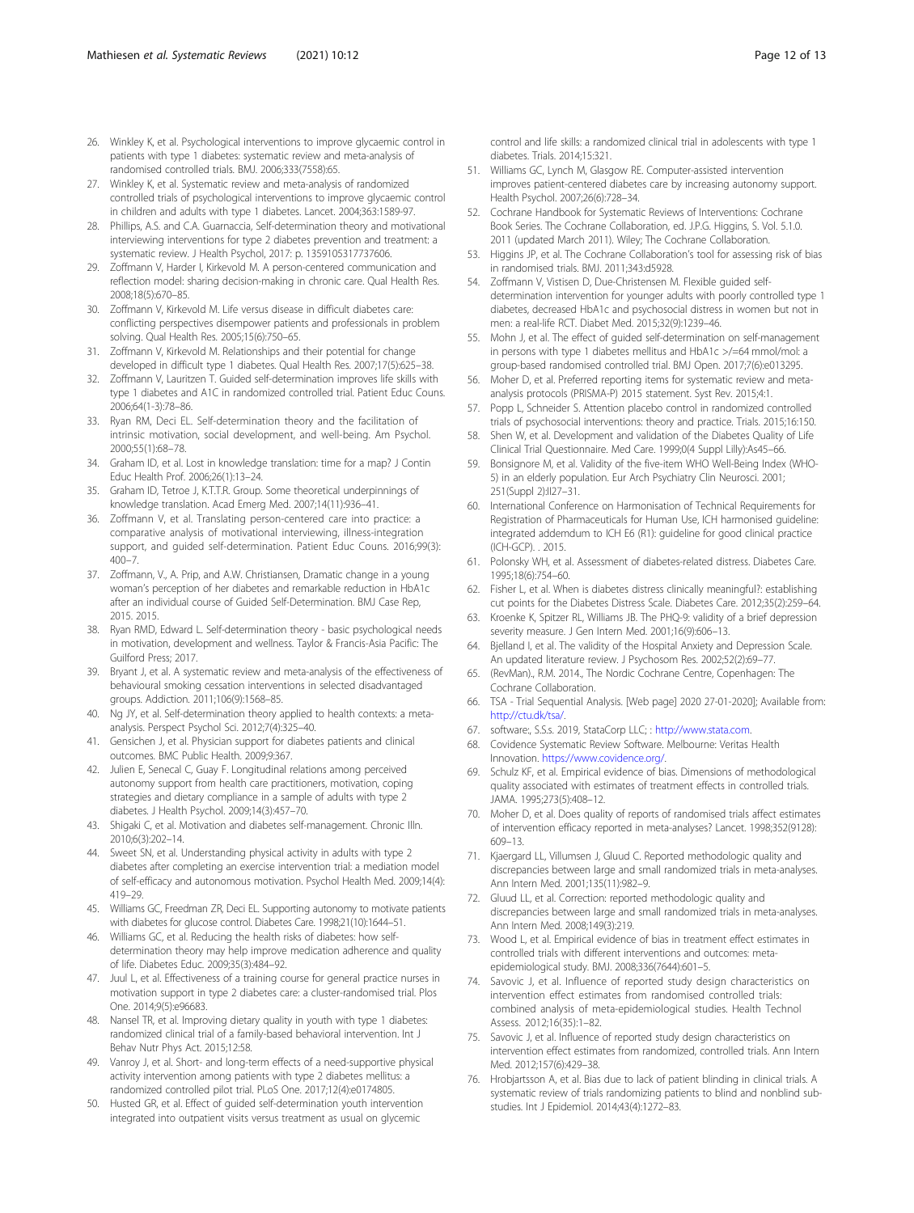26. Winkley K, et al. Psychological interventions to improve glycaemic control in patients with type 1 diabetes: systematic review and meta-analysis of randomised controlled trials. BMJ. 2006;333(7558):65.
27. Winkley K, et al. Systematic review and meta-analysis of randomized controlled trials of psychological interventions to improve glycaemic control in children and adults with type 1 diabetes. Lancet. 2004;363:1589-97.
28. Phillips, A.S. and C.A. Guarnaccia, Self-determination theory and motivational interviewing interventions for type 2 diabetes prevention and treatment: a systematic review. J Health Psychol, 2017: p. 1359105317737606.
29. Zoffmann V, Harder I, Kirkevold M. A person-centered communication and reflection model: sharing decision-making in chronic care. Qual Health Res. 2008;18(5):670–85.
30. Zoffmann V, Kirkevold M. Life versus disease in difficult diabetes care: conflicting perspectives disempower patients and professionals in problem solving. Qual Health Res. 2005;15(6):750–65.
31. Zoffmann V, Kirkevold M. Relationships and their potential for change developed in difficult type 1 diabetes. Qual Health Res. 2007;17(5):625–38.
32. Zoffmann V, Lauritzen T. Guided self-determination improves life skills with type 1 diabetes and A1C in randomized controlled trial. Patient Educ Couns. 2006;64(1-3):78–86.
33. Ryan RM, Deci EL. Self-determination theory and the facilitation of intrinsic motivation, social development, and well-being. Am Psychol. 2000;55(1):68–78.
34. Graham ID, et al. Lost in knowledge translation: time for a map? J Contin Educ Health Prof. 2006;26(1):13–24.
35. Graham ID, Tetroe J, K.T.T.R. Group. Some theoretical underpinnings of knowledge translation. Acad Emerg Med. 2007;14(11):936–41.
36. Zoffmann V, et al. Translating person-centered care into practice: a comparative analysis of motivational interviewing, illness-integration support, and guided self-determination. Patient Educ Couns. 2016;99(3): 400–7.
37. Zoffmann, V., A. Prip, and A.W. Christiansen, Dramatic change in a young woman's perception of her diabetes and remarkable reduction in HbA1c after an individual course of Guided Self-Determination. BMJ Case Rep, 2015. 2015.
38. Ryan RMD, Edward L. Self-determination theory - basic psychological needs in motivation, development and wellness. Taylor & Francis-Asia Pacific: The Guilford Press; 2017.
39. Bryant J, et al. A systematic review and meta-analysis of the effectiveness of behavioural smoking cessation interventions in selected disadvantaged groups. Addiction. 2011;106(9):1568–85.
40. Ng JY, et al. Self-determination theory applied to health contexts: a meta-analysis. Perspect Psychol Sci. 2012;7(4):325–40.
41. Gensichen J, et al. Physician support for diabetes patients and clinical outcomes. BMC Public Health. 2009;9:367.
42. Julien E, Senecal C, Guay F. Longitudinal relations among perceived autonomy support from health care practitioners, motivation, coping strategies and dietary compliance in a sample of adults with type 2 diabetes. J Health Psychol. 2009;14(3):457–70.
43. Shigaki C, et al. Motivation and diabetes self-management. Chronic Illn. 2010;6(3):202–14.
44. Sweet SN, et al. Understanding physical activity in adults with type 2 diabetes after completing an exercise intervention trial: a mediation model of self-efficacy and autonomous motivation. Psychol Health Med. 2009;14(4): 419–29.
45. Williams GC, Freedman ZR, Deci EL. Supporting autonomy to motivate patients with diabetes for glucose control. Diabetes Care. 1998;21(10):1644–51.
46. Williams GC, et al. Reducing the health risks of diabetes: how self-determination theory may help improve medication adherence and quality of life. Diabetes Educ. 2009;35(3):484–92.
47. Juul L, et al. Effectiveness of a training course for general practice nurses in motivation support in type 2 diabetes care: a cluster-randomised trial. Plos One. 2014;9(5):e96683.
48. Nansel TR, et al. Improving dietary quality in youth with type 1 diabetes: randomized clinical trial of a family-based behavioral intervention. Int J Behav Nutr Phys Act. 2015;12:58.
49. Vanroy J, et al. Short- and long-term effects of a need-supportive physical activity intervention among patients with type 2 diabetes mellitus: a randomized controlled pilot trial. PLoS One. 2017;12(4):e0174805.
50. Husted GR, et al. Effect of guided self-determination youth intervention integrated into outpatient visits versus treatment as usual on glycemic control and life skills: a randomized clinical trial in adolescents with type 1 diabetes. Trials. 2014;15:321.
51. Williams GC, Lynch M, Glasgow RE. Computer-assisted intervention improves patient-centered diabetes care by increasing autonomy support. Health Psychol. 2007;26(6):728–34.
52. Cochrane Handbook for Systematic Reviews of Interventions: Cochrane Book Series. The Cochrane Collaboration, ed. J.P.G. Higgins, S. Vol. 5.1.0. 2011 (updated March 2011). Wiley; The Cochrane Collaboration.
53. Higgins JP, et al. The Cochrane Collaboration's tool for assessing risk of bias in randomised trials. BMJ. 2011;343:d5928.
54. Zoffmann V, Vistisen D, Due-Christensen M. Flexible guided self-determination intervention for younger adults with poorly controlled type 1 diabetes, decreased HbA1c and psychosocial distress in women but not in men: a real-life RCT. Diabet Med. 2015;32(9):1239–46.
55. Mohn J, et al. The effect of guided self-determination on self-management in persons with type 1 diabetes mellitus and HbA1c >/=64 mmol/mol: a group-based randomised controlled trial. BMJ Open. 2017;7(6):e013295.
56. Moher D, et al. Preferred reporting items for systematic review and meta-analysis protocols (PRISMA-P) 2015 statement. Syst Rev. 2015;4:1.
57. Popp L, Schneider S. Attention placebo control in randomized controlled trials of psychosocial interventions: theory and practice. Trials. 2015;16:150.
58. Shen W, et al. Development and validation of the Diabetes Quality of Life Clinical Trial Questionnaire. Med Care. 1999;0(4 Suppl Lilly):As45–66.
59. Bonsignore M, et al. Validity of the five-item WHO Well-Being Index (WHO-5) in an elderly population. Eur Arch Psychiatry Clin Neurosci. 2001; 251(Suppl 2):II27–31.
60. International Conference on Harmonisation of Technical Requirements for Registration of Pharmaceuticals for Human Use, ICH harmonised guideline: integrated addemdum to ICH E6 (R1): guideline for good clinical practice (ICH-GCP). . 2015.
61. Polonsky WH, et al. Assessment of diabetes-related distress. Diabetes Care. 1995;18(6):754–60.
62. Fisher L, et al. When is diabetes distress clinically meaningful?: establishing cut points for the Diabetes Distress Scale. Diabetes Care. 2012;35(2):259–64.
63. Kroenke K, Spitzer RL, Williams JB. The PHQ-9: validity of a brief depression severity measure. J Gen Intern Med. 2001;16(9):606–13.
64. Bjelland I, et al. The validity of the Hospital Anxiety and Depression Scale. An updated literature review. J Psychosom Res. 2002;52(2):69–77.
65. (RevMan)., R.M. 2014., The Nordic Cochrane Centre, Copenhagen: The Cochrane Collaboration.
66. TSA - Trial Sequential Analysis. [Web page] 2020 27-01-2020]; Available from: http://ctu.dk/tsa/.
67. software:, S.S.s. 2019, StataCorp LLC; : http://www.stata.com.
68. Covidence Systematic Review Software. Melbourne: Veritas Health Innovation. https://www.covidence.org/.
69. Schulz KF, et al. Empirical evidence of bias. Dimensions of methodological quality associated with estimates of treatment effects in controlled trials. JAMA. 1995;273(5):408–12.
70. Moher D, et al. Does quality of reports of randomised trials affect estimates of intervention efficacy reported in meta-analyses? Lancet. 1998;352(9128): 609–13.
71. Kjaergard LL, Villumsen J, Gluud C. Reported methodologic quality and discrepancies between large and small randomized trials in meta-analyses. Ann Intern Med. 2001;135(11):982–9.
72. Gluud LL, et al. Correction: reported methodologic quality and discrepancies between large and small randomized trials in meta-analyses. Ann Intern Med. 2008;149(3):219.
73. Wood L, et al. Empirical evidence of bias in treatment effect estimates in controlled trials with different interventions and outcomes: meta-epidemiological study. BMJ. 2008;336(7644):601–5.
74. Savovic J, et al. Influence of reported study design characteristics on intervention effect estimates from randomised controlled trials: combined analysis of meta-epidemiological studies. Health Technol Assess. 2012;16(35):1–82.
75. Savovic J, et al. Influence of reported study design characteristics on intervention effect estimates from randomized, controlled trials. Ann Intern Med. 2012;157(6):429–38.
76. Hrobjartsson A, et al. Bias due to lack of patient blinding in clinical trials. A systematic review of trials randomizing patients to blind and nonblind sub-studies. Int J Epidemiol. 2014;43(4):1272–83.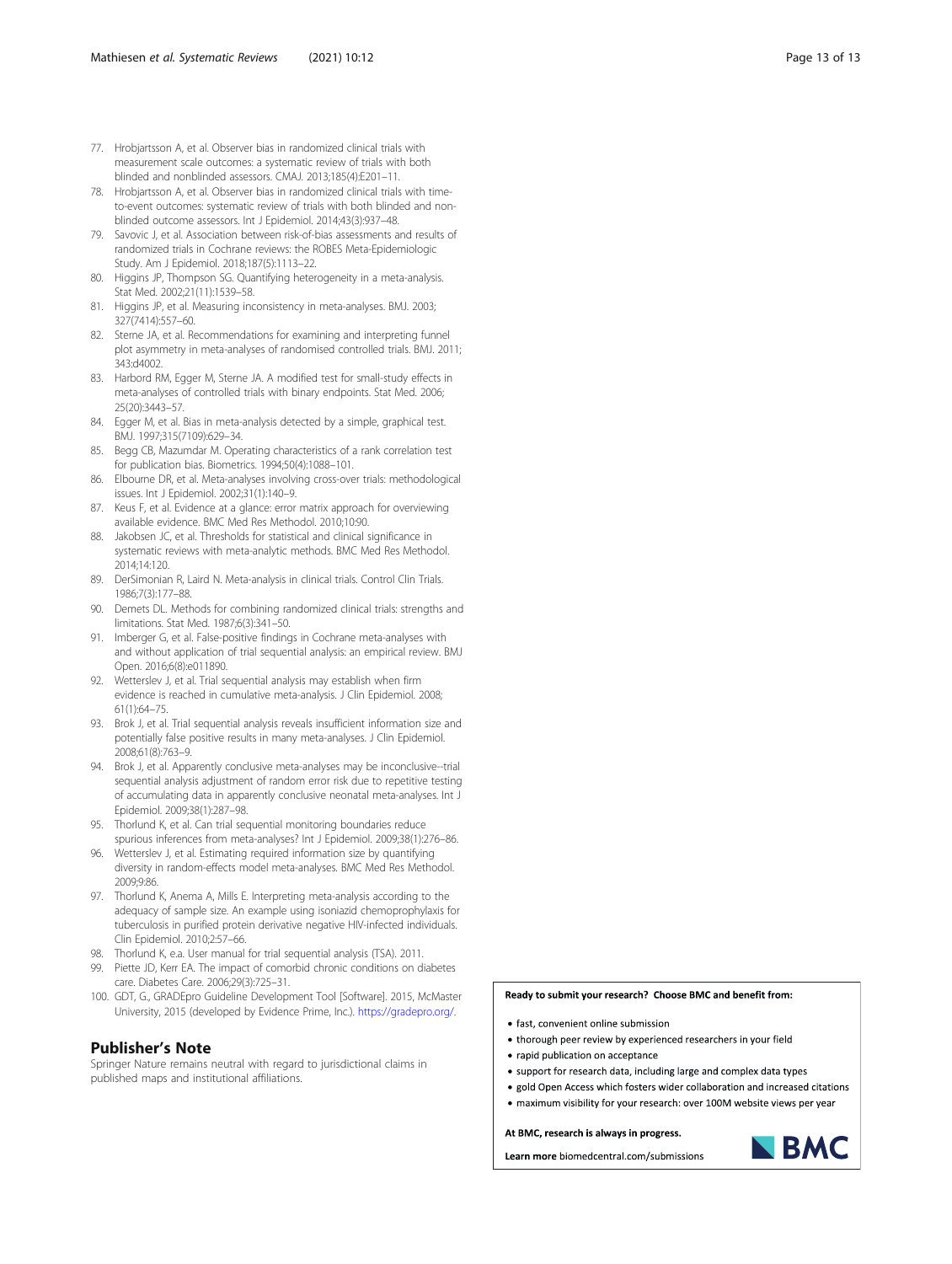77. Hrobjartsson A, et al. Observer bias in randomized clinical trials with measurement scale outcomes: a systematic review of trials with both blinded and nonblinded assessors. CMAJ. 2013;185(4):E201–11.
78. Hrobjartsson A, et al. Observer bias in randomized clinical trials with time-to-event outcomes: systematic review of trials with both blinded and non-blinded outcome assessors. Int J Epidemiol. 2014;43(3):937–48.
79. Savovic J, et al. Association between risk-of-bias assessments and results of randomized trials in Cochrane reviews: the ROBES Meta-Epidemiologic Study. Am J Epidemiol. 2018;187(5):1113–22.
80. Higgins JP, Thompson SG. Quantifying heterogeneity in a meta-analysis. Stat Med. 2002;21(11):1539–58.
81. Higgins JP, et al. Measuring inconsistency in meta-analyses. BMJ. 2003; 327(7414):557–60.
82. Sterne JA, et al. Recommendations for examining and interpreting funnel plot asymmetry in meta-analyses of randomised controlled trials. BMJ. 2011; 343:d4002.
83. Harbord RM, Egger M, Sterne JA. A modified test for small-study effects in meta-analyses of controlled trials with binary endpoints. Stat Med. 2006; 25(20):3443–57.
84. Egger M, et al. Bias in meta-analysis detected by a simple, graphical test. BMJ. 1997;315(7109):629–34.
85. Begg CB, Mazumdar M. Operating characteristics of a rank correlation test for publication bias. Biometrics. 1994;50(4):1088–101.
86. Elbourne DR, et al. Meta-analyses involving cross-over trials: methodological issues. Int J Epidemiol. 2002;31(1):140–9.
87. Keus F, et al. Evidence at a glance: error matrix approach for overviewing available evidence. BMC Med Res Methodol. 2010;10:90.
88. Jakobsen JC, et al. Thresholds for statistical and clinical significance in systematic reviews with meta-analytic methods. BMC Med Res Methodol. 2014;14:120.
89. DerSimonian R, Laird N. Meta-analysis in clinical trials. Control Clin Trials. 1986;7(3):177–88.
90. Demets DL. Methods for combining randomized clinical trials: strengths and limitations. Stat Med. 1987;6(3):341–50.
91. Imberger G, et al. False-positive findings in Cochrane meta-analyses with and without application of trial sequential analysis: an empirical review. BMJ Open. 2016;6(8):e011890.
92. Wetterslev J, et al. Trial sequential analysis may establish when firm evidence is reached in cumulative meta-analysis. J Clin Epidemiol. 2008; 61(1):64–75.
93. Brok J, et al. Trial sequential analysis reveals insufficient information size and potentially false positive results in many meta-analyses. J Clin Epidemiol. 2008;61(8):763–9.
94. Brok J, et al. Apparently conclusive meta-analyses may be inconclusive--trial sequential analysis adjustment of random error risk due to repetitive testing of accumulating data in apparently conclusive neonatal meta-analyses. Int J Epidemiol. 2009;38(1):287–98.
95. Thorlund K, et al. Can trial sequential monitoring boundaries reduce spurious inferences from meta-analyses? Int J Epidemiol. 2009;38(1):276–86.
96. Wetterslev J, et al. Estimating required information size by quantifying diversity in random-effects model meta-analyses. BMC Med Res Methodol. 2009;9:86.
97. Thorlund K, Anema A, Mills E. Interpreting meta-analysis according to the adequacy of sample size. An example using isoniazid chemoprophylaxis for tuberculosis in purified protein derivative negative HIV-infected individuals. Clin Epidemiol. 2010;2:57–66.
98. Thorlund K, e.a. User manual for trial sequential analysis (TSA). 2011.
99. Piette JD, Kerr EA. The impact of comorbid chronic conditions on diabetes care. Diabetes Care. 2006;29(3):725–31.
100. GDT, G., GRADEpro Guideline Development Tool [Software]. 2015, McMaster University, 2015 (developed by Evidence Prime, Inc.). https://gradepro.org/.

## Publisher's Note

Springer Nature remains neutral with regard to jurisdictional claims in published maps and institutional affiliations.

**Ready to submit your research? Choose BMC and benefit from:**

- fast, convenient online submission
- thorough peer review by experienced researchers in your field
- rapid publication on acceptance
- support for research data, including large and complex data types
- gold Open Access which fosters wider collaboration and increased citations
- maximum visibility for your research: over 100M website views per year

**At BMC, research is always in progress.**

**Learn more** biomedcentral.com/submissions

BMC